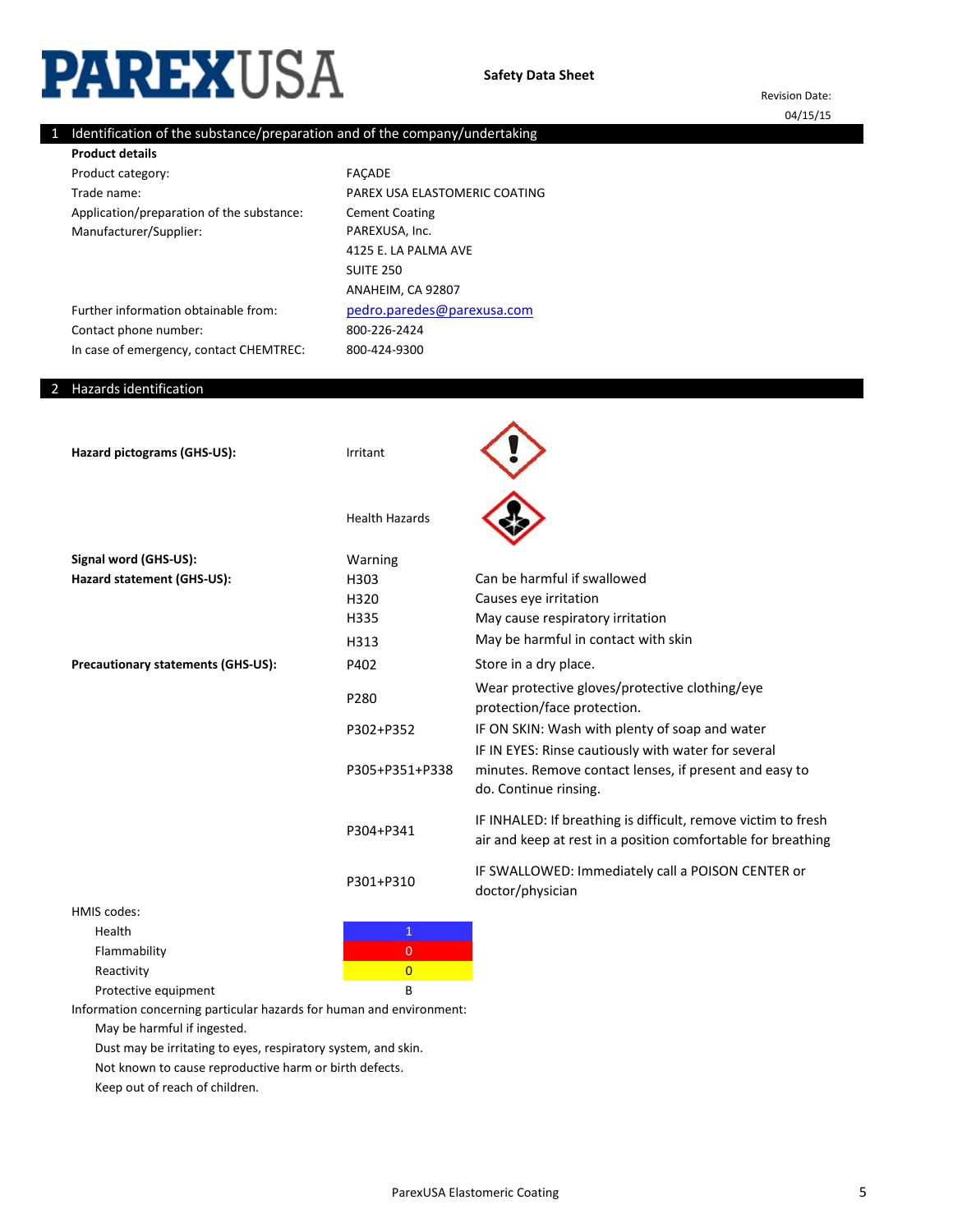# PAREXUSA

**Safety Data Sheet**

Revision Date:
04/15/15

## 1 Identification of the substance/preparation and of the company/undertaking

**Product details**

| | |
|---|---|
| Product category: | FAÇADE |
| Trade name: | PAREX USA ELASTOMERIC COATING |
| Application/preparation of the substance: | Cement Coating |
| Manufacturer/Supplier: | PAREXUSA, Inc.<br>4125 E. LA PALMA AVE<br>SUITE 250<br>ANAHEIM, CA 92807 |
| Further information obtainable from: | pedro.paredes@parexusa.com |
| Contact phone number: | 800-226-2424 |
| In case of emergency, contact CHEMTREC: | 800-424-9300 |

## 2 Hazards identification

**Hazard pictograms (GHS-US):** Irritant

Health Hazards

**Signal word (GHS-US):** Warning

**Hazard statement (GHS-US):**

| | |
|---|---|
| H303 | Can be harmful if swallowed |
| H320 | Causes eye irritation |
| H335 | May cause respiratory irritation |
| H313 | May be harmful in contact with skin |

**Precautionary statements (GHS-US):**

| | |
|---|---|
| P402 | Store in a dry place. |
| P280 | Wear protective gloves/protective clothing/eye protection/face protection. |
| P302+P352 | IF ON SKIN: Wash with plenty of soap and water |
| P305+P351+P338 | IF IN EYES: Rinse cautiously with water for several minutes. Remove contact lenses, if present and easy to do. Continue rinsing. |
| P304+P341 | IF INHALED: If breathing is difficult, remove victim to fresh air and keep at rest in a position comfortable for breathing |
| P301+P310 | IF SWALLOWED: Immediately call a POISON CENTER or doctor/physician |

HMIS codes:

| | |
|---|---|
| Health | 1 |
| Flammability | 0 |
| Reactivity | 0 |
| Protective equipment | B |

Information concerning particular hazards for human and environment:

May be harmful if ingested.
Dust may be irritating to eyes, respiratory system, and skin.
Not known to cause reproductive harm or birth defects.
Keep out of reach of children.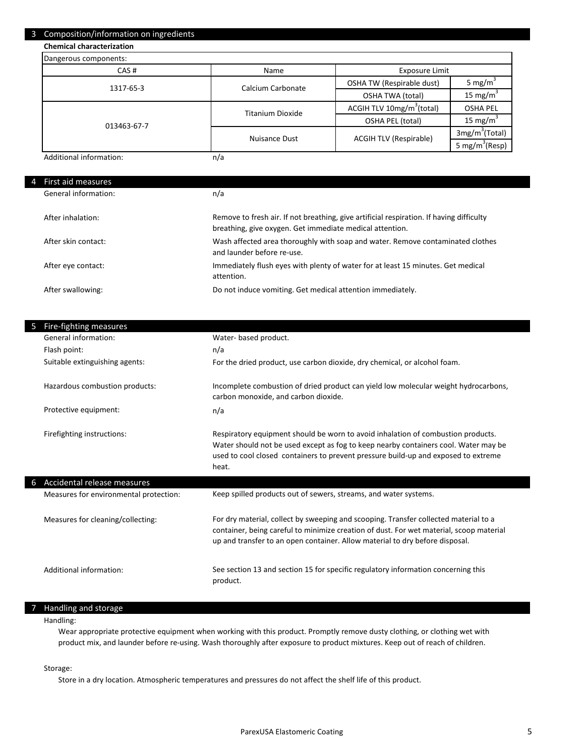## 3 Composition/information on ingredients

**Chemical characterization**

Dangerous components:

| CAS # | Name | Exposure Limit | |
|---|---|---|---|
| 1317-65-3 | Calcium Carbonate | OSHA TW (Respirable dust) | 5 mg/m$^3$ |
| | | OSHA TWA (total) | 15 mg/m$^3$ |
| 013463-67-7 | Titanium Dioxide | ACGIH TLV 10mg/m$^3$(total) | OSHA PEL |
| | | OSHA PEL (total) | 15 mg/m$^3$ |
| | Nuisance Dust | ACGIH TLV (Respirable) | 3mg/m$^3$(Total) |
| | | | 5 mg/m$^3$(Resp) |

Additional information: n/a

## 4 First aid measures

General information: n/a

After inhalation: Remove to fresh air. If not breathing, give artificial respiration. If having difficulty breathing, give oxygen. Get immediate medical attention.

After skin contact: Wash affected area thoroughly with soap and water. Remove contaminated clothes and launder before re-use.

After eye contact: Immediately flush eyes with plenty of water for at least 15 minutes. Get medical attention.

After swallowing: Do not induce vomiting. Get medical attention immediately.

## 5 Fire-fighting measures

General information: Water- based product.

Flash point: n/a

Suitable extinguishing agents: For the dried product, use carbon dioxide, dry chemical, or alcohol foam.

Hazardous combustion products: Incomplete combustion of dried product can yield low molecular weight hydrocarbons, carbon monoxide, and carbon dioxide.

Protective equipment: n/a

Firefighting instructions: Respiratory equipment should be worn to avoid inhalation of combustion products. Water should not be used except as fog to keep nearby containers cool. Water may be used to cool closed containers to prevent pressure build-up and exposed to extreme heat.

## 6 Accidental release measures

Measures for environmental protection: Keep spilled products out of sewers, streams, and water systems.

Measures for cleaning/collecting: For dry material, collect by sweeping and scooping. Transfer collected material to a container, being careful to minimize creation of dust. For wet material, scoop material up and transfer to an open container. Allow material to dry before disposal.

Additional information: See section 13 and section 15 for specific regulatory information concerning this product.

## 7 Handling and storage

Handling:

Wear appropriate protective equipment when working with this product. Promptly remove dusty clothing, or clothing wet with product mix, and launder before re-using. Wash thoroughly after exposure to product mixtures. Keep out of reach of children.

Storage:

Store in a dry location. Atmospheric temperatures and pressures do not affect the shelf life of this product.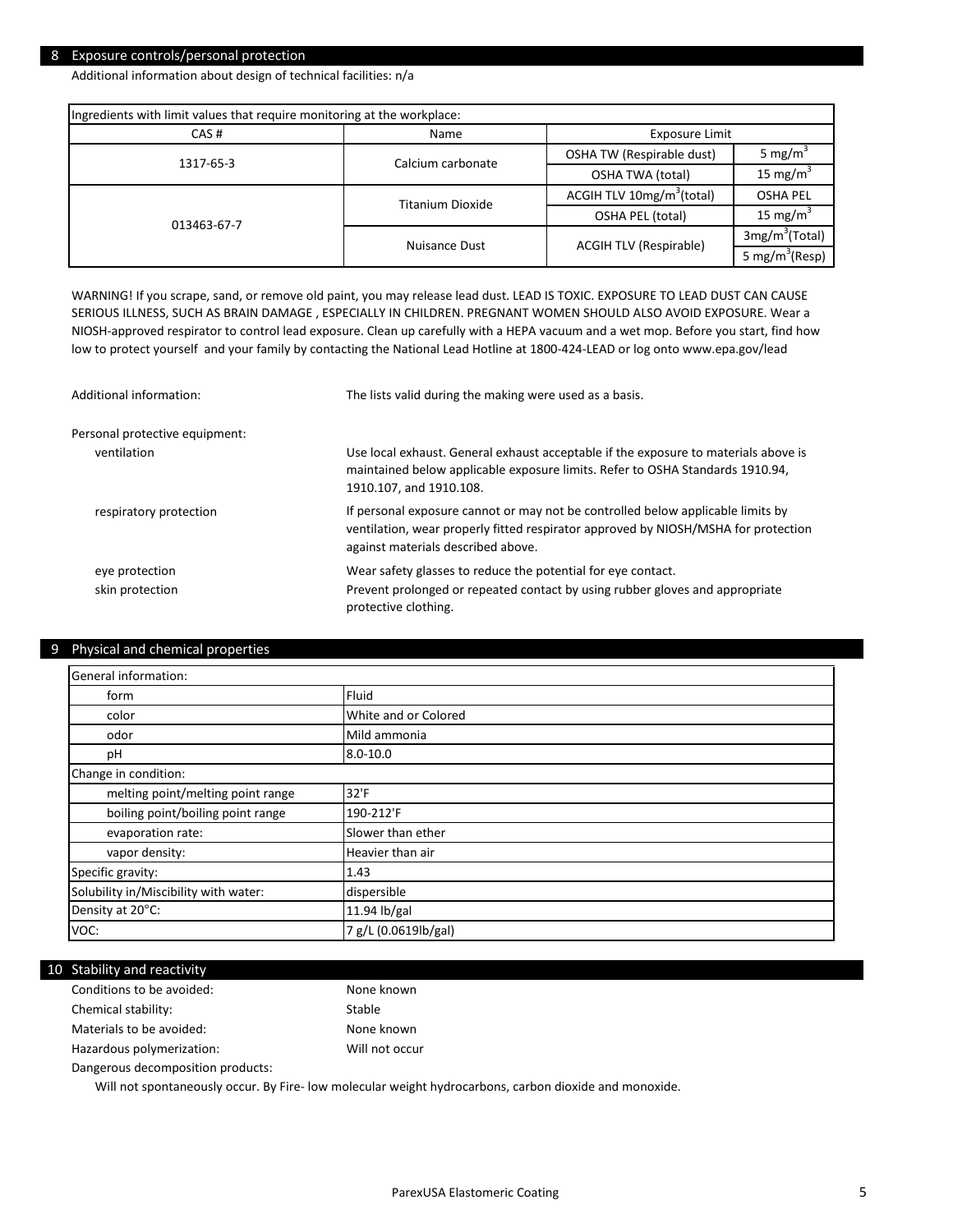## 8 Exposure controls/personal protection

Additional information about design of technical facilities: n/a

| Ingredients with limit values that require monitoring at the workplace: | | | |
|---|---|---|---|
| CAS # | Name | Exposure Limit | |
| 1317-65-3 | Calcium carbonate | OSHA TW (Respirable dust) | 5 $mg/m^3$ |
| | | OSHA TWA (total) | 15 $mg/m^3$ |
| 013463-67-7 | Titanium Dioxide | ACGIH TLV 10$mg/m^3$(total) | OSHA PEL |
| | | OSHA PEL (total) | 15 $mg/m^3$ |
| | Nuisance Dust | ACGIH TLV (Respirable) | 3$mg/m^3$(Total) |
| | | | 5 $mg/m^3$(Resp) |

WARNING! If you scrape, sand, or remove old paint, you may release lead dust. LEAD IS TOXIC. EXPOSURE TO LEAD DUST CAN CAUSE SERIOUS ILLNESS, SUCH AS BRAIN DAMAGE , ESPECIALLY IN CHILDREN. PREGNANT WOMEN SHOULD ALSO AVOID EXPOSURE. Wear a NIOSH-approved respirator to control lead exposure. Clean up carefully with a HEPA vacuum and a wet mop. Before you start, find how low to protect yourself and your family by contacting the National Lead Hotline at 1800-424-LEAD or log onto www.epa.gov/lead

Additional information: The lists valid during the making were used as a basis.

Personal protective equipment:

- ventilation: Use local exhaust. General exhaust acceptable if the exposure to materials above is maintained below applicable exposure limits. Refer to OSHA Standards 1910.94, 1910.107, and 1910.108.
- respiratory protection: If personal exposure cannot or may not be controlled below applicable limits by ventilation, wear properly fitted respirator approved by NIOSH/MSHA for protection against materials described above.
- eye protection: Wear safety glasses to reduce the potential for eye contact.
- skin protection: Prevent prolonged or repeated contact by using rubber gloves and appropriate protective clothing.

## 9 Physical and chemical properties

| General information: | |
|---|---|
| form | Fluid |
| color | White and or Colored |
| odor | Mild ammonia |
| pH | 8.0-10.0 |
| Change in condition: | |
| melting point/melting point range | 32'F |
| boiling point/boiling point range | 190-212'F |
| evaporation rate: | Slower than ether |
| vapor density: | Heavier than air |
| Specific gravity: | 1.43 |
| Solubility in/Miscibility with water: | dispersible |
| Density at 20°C: | 11.94 lb/gal |
| VOC: | 7 g/L (0.0619lb/gal) |

## 10 Stability and reactivity

Conditions to be avoided: None known

Chemical stability: Stable

Materials to be avoided: None known

Hazardous polymerization: Will not occur

Dangerous decomposition products:

Will not spontaneously occur. By Fire- low molecular weight hydrocarbons, carbon dioxide and monoxide.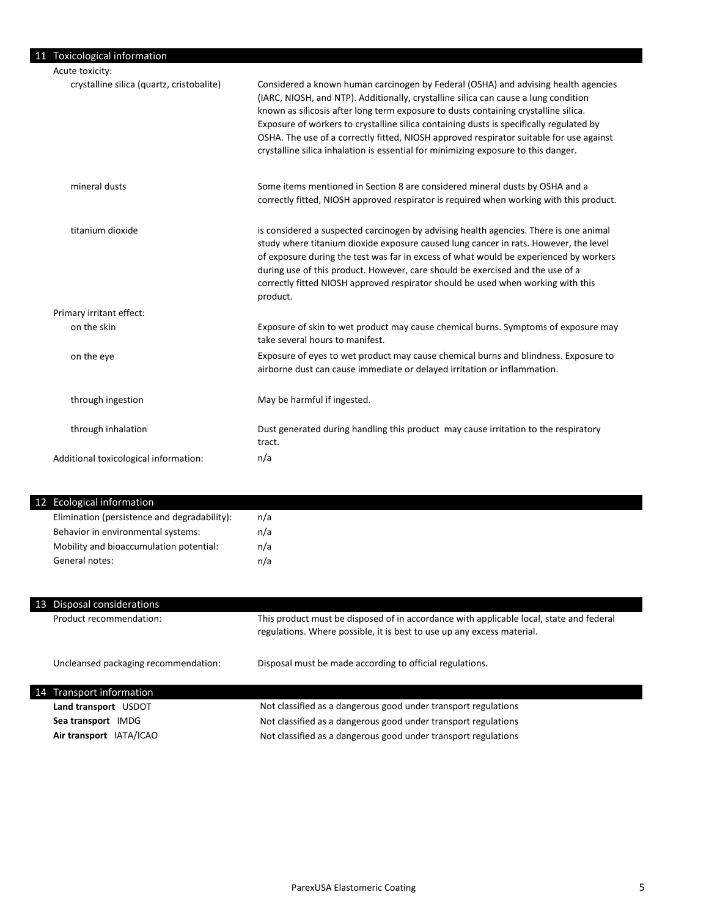## 11 Toxicological information

Acute toxicity:

| | |
|---|---|
| crystalline silica (quartz, cristobalite) | Considered a known human carcinogen by Federal (OSHA) and advising health agencies (IARC, NIOSH, and NTP). Additionally, crystalline silica can cause a lung condition known as silicosis after long term exposure to dusts containing crystalline silica. Exposure of workers to crystalline silica containing dusts is specifically regulated by OSHA. The use of a correctly fitted, NIOSH approved respirator suitable for use against crystalline silica inhalation is essential for minimizing exposure to this danger. |
| mineral dusts | Some items mentioned in Section 8 are considered mineral dusts by OSHA and a correctly fitted, NIOSH approved respirator is required when working with this product. |
| titanium dioxide | is considered a suspected carcinogen by advising health agencies. There is one animal study where titanium dioxide exposure caused lung cancer in rats. However, the level of exposure during the test was far in excess of what would be experienced by workers during use of this product. However, care should be exercised and the use of a correctly fitted NIOSH approved respirator should be used when working with this product. |

Primary irritant effect:

| | |
|---|---|
| on the skin | Exposure of skin to wet product may cause chemical burns. Symptoms of exposure may take several hours to manifest. |
| on the eye | Exposure of eyes to wet product may cause chemical burns and blindness. Exposure to airborne dust can cause immediate or delayed irritation or inflammation. |
| through ingestion | May be harmful if ingested. |
| through inhalation | Dust generated during handling this product may cause irritation to the respiratory tract. |

Additional toxicological information: n/a

## 12 Ecological information

| | |
|---|---|
| Elimination (persistence and degradability): | n/a |
| Behavior in environmental systems: | n/a |
| Mobility and bioaccumulation potential: | n/a |
| General notes: | n/a |

## 13 Disposal considerations

| | |
|---|---|
| Product recommendation: | This product must be disposed of in accordance with applicable local, state and federal regulations. Where possible, it is best to use up any excess material. |
| Uncleansed packaging recommendation: | Disposal must be made according to official regulations. |

## 14 Transport information

| | |
|---|---|
| **Land transport** USDOT | Not classified as a dangerous good under transport regulations |
| **Sea transport** IMDG | Not classified as a dangerous good under transport regulations |
| **Air transport** IATA/ICAO | Not classified as a dangerous good under transport regulations |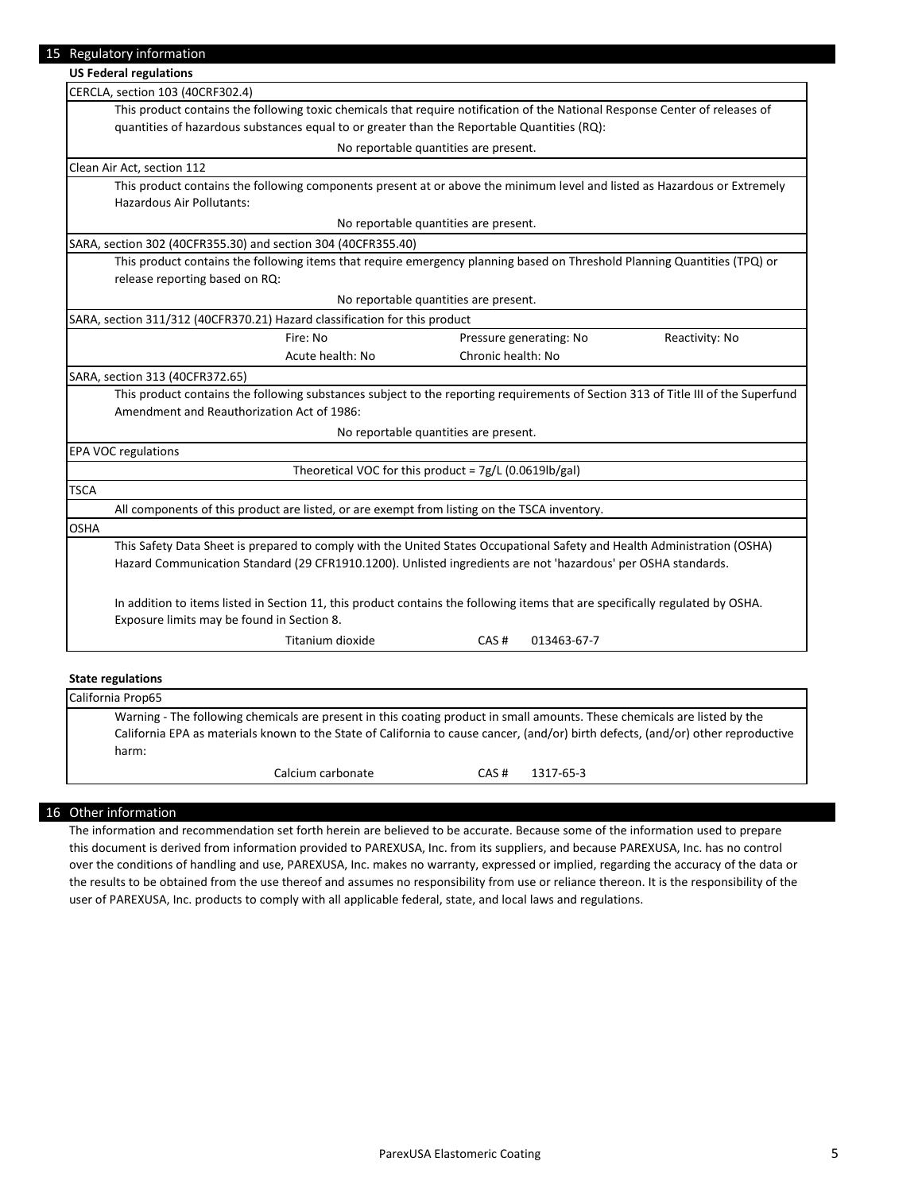## 15 Regulatory information

### US Federal regulations

**CERCLA, section 103 (40CRF302.4)**

This product contains the following toxic chemicals that require notification of the National Response Center of releases of quantities of hazardous substances equal to or greater than the Reportable Quantities (RQ):

No reportable quantities are present.

**Clean Air Act, section 112**

This product contains the following components present at or above the minimum level and listed as Hazardous or Extremely Hazardous Air Pollutants:

No reportable quantities are present.

**SARA, section 302 (40CFR355.30) and section 304 (40CFR355.40)**

This product contains the following items that require emergency planning based on Threshold Planning Quantities (TPQ) or release reporting based on RQ:

No reportable quantities are present.

**SARA, section 311/312 (40CFR370.21) Hazard classification for this product**

| | | |
|---|---|---|
| Fire: No | Pressure generating: No | Reactivity: No |
| Acute health: No | Chronic health: No | |

**SARA, section 313 (40CFR372.65)**

This product contains the following substances subject to the reporting requirements of Section 313 of Title III of the Superfund Amendment and Reauthorization Act of 1986:

No reportable quantities are present.

**EPA VOC regulations**

Theoretical VOC for this product = 7g/L (0.0619lb/gal)

**TSCA**

All components of this product are listed, or are exempt from listing on the TSCA inventory.

**OSHA**

This Safety Data Sheet is prepared to comply with the United States Occupational Safety and Health Administration (OSHA) Hazard Communication Standard (29 CFR1910.1200). Unlisted ingredients are not 'hazardous' per OSHA standards.

In addition to items listed in Section 11, this product contains the following items that are specifically regulated by OSHA. Exposure limits may be found in Section 8.

| | | |
|---|---|---|
| Titanium dioxide | CAS # | 013463-67-7 |

### State regulations

**California Prop65**

Warning - The following chemicals are present in this coating product in small amounts. These chemicals are listed by the California EPA as materials known to the State of California to cause cancer, (and/or) birth defects, (and/or) other reproductive harm:

| | | |
|---|---|---|
| Calcium carbonate | CAS # | 1317-65-3 |

## 16 Other information

The information and recommendation set forth herein are believed to be accurate. Because some of the information used to prepare this document is derived from information provided to PAREXUSA, Inc. from its suppliers, and because PAREXUSA, Inc. has no control over the conditions of handling and use, PAREXUSA, Inc. makes no warranty, expressed or implied, regarding the accuracy of the data or the results to be obtained from the use thereof and assumes no responsibility from use or reliance thereon. It is the responsibility of the user of PAREXUSA, Inc. products to comply with all applicable federal, state, and local laws and regulations.